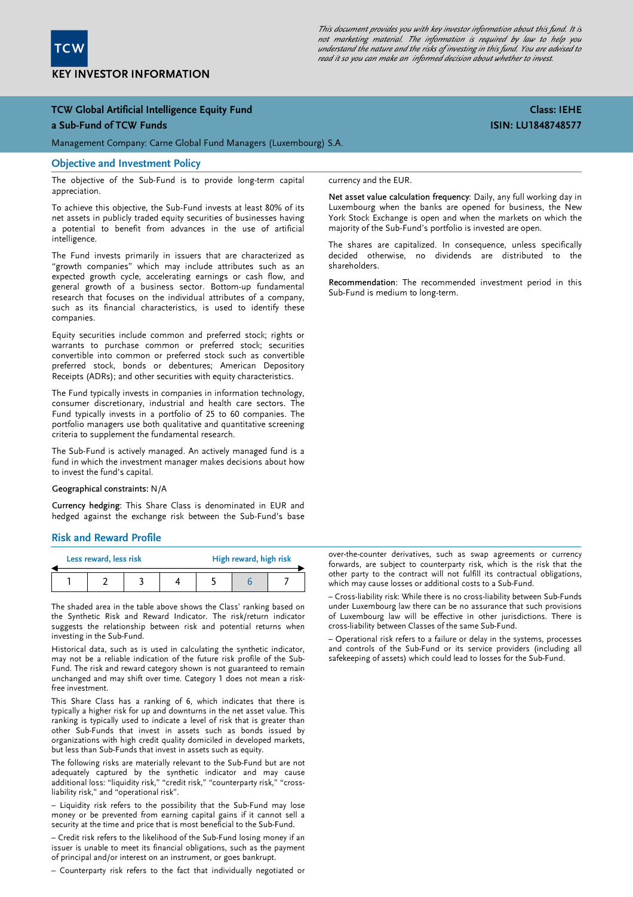TCW

# KEY INVESTOR INFORMATION

*This document provides you with key investor information about this fund. It is not marketing material. The information is required by law to help you understand the nature and the risks of investing in this fund. You are advised to read it so you can make an informed decision about whether to invest.*

**TCW Global Artificial Intelligence Equity Fund**
**a Sub-Fund of TCW Funds**

**Class: IEHE**
**ISIN: LU1848748577**

Management Company: Carne Global Fund Managers (Luxembourg) S.A.

## Objective and Investment Policy

The objective of the Sub-Fund is to provide long-term capital appreciation.

To achieve this objective, the Sub-Fund invests at least 80% of its net assets in publicly traded equity securities of businesses having a potential to benefit from advances in the use of artificial intelligence.

The Fund invests primarily in issuers that are characterized as "growth companies" which may include attributes such as an expected growth cycle, accelerating earnings or cash flow, and general growth of a business sector. Bottom-up fundamental research that focuses on the individual attributes of a company, such as its financial characteristics, is used to identify these companies.

Equity securities include common and preferred stock; rights or warrants to purchase common or preferred stock; securities convertible into common or preferred stock such as convertible preferred stock, bonds or debentures; American Depository Receipts (ADRs); and other securities with equity characteristics.

The Fund typically invests in companies in information technology, consumer discretionary, industrial and health care sectors. The Fund typically invests in a portfolio of 25 to 60 companies. The portfolio managers use both qualitative and quantitative screening criteria to supplement the fundamental research.

The Sub-Fund is actively managed. An actively managed fund is a fund in which the investment manager makes decisions about how to invest the fund's capital.

**Geographical constraints:** N/A

**Currency hedging**: This Share Class is denominated in EUR and hedged against the exchange risk between the Sub-Fund's base currency and the EUR.

**Net asset value calculation frequency**: Daily, any full working day in Luxembourg when the banks are opened for business, the New York Stock Exchange is open and when the markets on which the majority of the Sub-Fund's portfolio is invested are open.

The shares are capitalized. In consequence, unless specifically decided otherwise, no dividends are distributed to the shareholders.

**Recommendation**: The recommended investment period in this Sub-Fund is medium to long-term.

## Risk and Reward Profile

Less reward, less risk — High reward, high risk

| 1 | 2 | 3 | 4 | 5 | **6** | 7 |
|---|---|---|---|---|---|---|

The shaded area in the table above shows the Class' ranking based on the Synthetic Risk and Reward Indicator. The risk/return indicator suggests the relationship between risk and potential returns when investing in the Sub-Fund.

Historical data, such as is used in calculating the synthetic indicator, may not be a reliable indication of the future risk profile of the Sub-Fund. The risk and reward category shown is not guaranteed to remain unchanged and may shift over time. Category 1 does not mean a risk-free investment.

This Share Class has a ranking of 6, which indicates that there is typically a higher risk for up and downturns in the net asset value. This ranking is typically used to indicate a level of risk that is greater than other Sub-Funds that invest in assets such as bonds issued by organizations with high credit quality domiciled in developed markets, but less than Sub-Funds that invest in assets such as equity.

The following risks are materially relevant to the Sub-Fund but are not adequately captured by the synthetic indicator and may cause additional loss: "liquidity risk," "credit risk," "counterparty risk," "cross-liability risk," and "operational risk".

– Liquidity risk refers to the possibility that the Sub-Fund may lose money or be prevented from earning capital gains if it cannot sell a security at the time and price that is most beneficial to the Sub-Fund.

– Credit risk refers to the likelihood of the Sub-Fund losing money if an issuer is unable to meet its financial obligations, such as the payment of principal and/or interest on an instrument, or goes bankrupt.

– Counterparty risk refers to the fact that individually negotiated or over-the-counter derivatives, such as swap agreements or currency forwards, are subject to counterparty risk, which is the risk that the other party to the contract will not fulfill its contractual obligations, which may cause losses or additional costs to a Sub-Fund.

– Cross-liability risk: While there is no cross-liability between Sub-Funds under Luxembourg law there can be no assurance that such provisions of Luxembourg law will be effective in other jurisdictions. There is cross-liability between Classes of the same Sub-Fund.

– Operational risk refers to a failure or delay in the systems, processes and controls of the Sub-Fund or its service providers (including all safekeeping of assets) which could lead to losses for the Sub-Fund.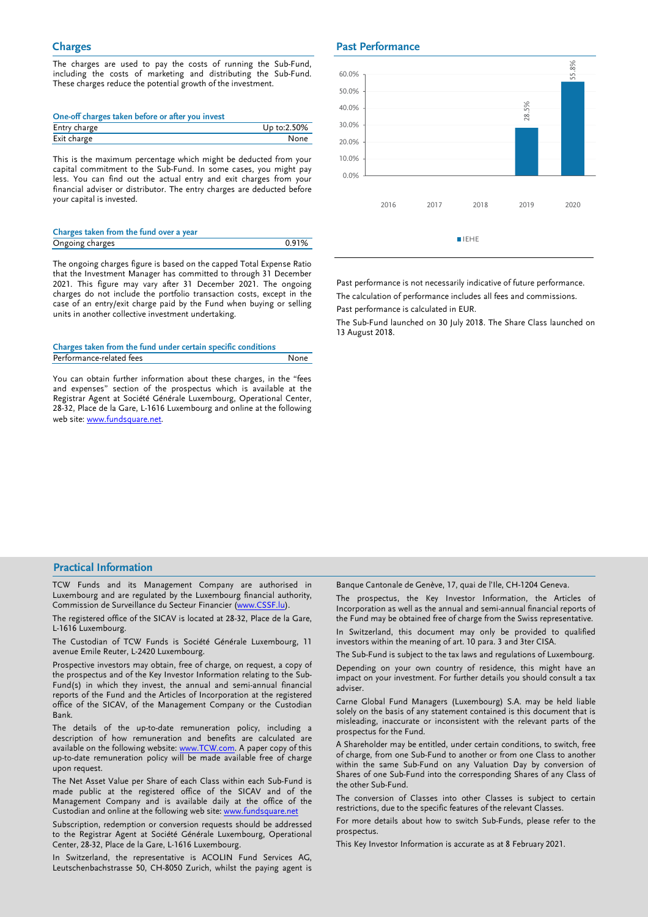## Charges

The charges are used to pay the costs of running the Sub-Fund, including the costs of marketing and distributing the Sub-Fund. These charges reduce the potential growth of the investment.

| One-off charges taken before or after you invest | |
|---|---|
| Entry charge | Up to:2.50% |
| Exit charge | None |

This is the maximum percentage which might be deducted from your capital commitment to the Sub-Fund. In some cases, you might pay less. You can find out the actual entry and exit charges from your financial adviser or distributor. The entry charges are deducted before your capital is invested.

| Charges taken from the fund over a year | |
|---|---|
| Ongoing charges | 0.91% |

The ongoing charges figure is based on the capped Total Expense Ratio that the Investment Manager has committed to through 31 December 2021. This figure may vary after 31 December 2021. The ongoing charges do not include the portfolio transaction costs, except in the case of an entry/exit charge paid by the Fund when buying or selling units in another collective investment undertaking.

| Charges taken from the fund under certain specific conditions | |
|---|---|
| Performance-related fees | None |

You can obtain further information about these charges, in the "fees and expenses" section of the prospectus which is available at the Registrar Agent at Société Générale Luxembourg, Operational Center, 28-32, Place de la Gare, L-1616 Luxembourg and online at the following web site: www.fundsquare.net.

## Past Performance

60.0%
50.0%
40.0%
30.0%
20.0%
10.0%
0.0%

28.5%
55.8%

2016 2017 2018 2019 2020

IEHE

Past performance is not necessarily indicative of future performance.

The calculation of performance includes all fees and commissions.

Past performance is calculated in EUR.

The Sub-Fund launched on 30 July 2018. The Share Class launched on 13 August 2018.

## Practical Information

TCW Funds and its Management Company are authorised in Luxembourg and are regulated by the Luxembourg financial authority, Commission de Surveillance du Secteur Financier (www.CSSF.lu).

The registered office of the SICAV is located at 28-32, Place de la Gare, L-1616 Luxembourg.

The Custodian of TCW Funds is Société Générale Luxembourg, 11 avenue Emile Reuter, L-2420 Luxembourg.

Prospective investors may obtain, free of charge, on request, a copy of the prospectus and of the Key Investor Information relating to the Sub-Fund(s) in which they invest, the annual and semi-annual financial reports of the Fund and the Articles of Incorporation at the registered office of the SICAV, of the Management Company or the Custodian Bank.

The details of the up-to-date remuneration policy, including a description of how remuneration and benefits are calculated are available on the following website: www.TCW.com. A paper copy of this up-to-date remuneration policy will be made available free of charge upon request.

The Net Asset Value per Share of each Class within each Sub-Fund is made public at the registered office of the SICAV and of the Management Company and is available daily at the office of the Custodian and online at the following web site: www.fundsquare.net

Subscription, redemption or conversion requests should be addressed to the Registrar Agent at Société Générale Luxembourg, Operational Center, 28-32, Place de la Gare, L-1616 Luxembourg.

In Switzerland, the representative is ACOLIN Fund Services AG, Leutschenbachstrasse 50, CH-8050 Zurich, whilst the paying agent is Banque Cantonale de Genève, 17, quai de l'Ile, CH-1204 Geneva.

The prospectus, the Key Investor Information, the Articles of Incorporation as well as the annual and semi-annual financial reports of the Fund may be obtained free of charge from the Swiss representative.

In Switzerland, this document may only be provided to qualified investors within the meaning of art. 10 para. 3 and 3ter CISA.

The Sub-Fund is subject to the tax laws and regulations of Luxembourg.

Depending on your own country of residence, this might have an impact on your investment. For further details you should consult a tax adviser.

Carne Global Fund Managers (Luxembourg) S.A. may be held liable solely on the basis of any statement contained is this document that is misleading, inaccurate or inconsistent with the relevant parts of the prospectus for the Fund.

A Shareholder may be entitled, under certain conditions, to switch, free of charge, from one Sub-Fund to another or from one Class to another within the same Sub-Fund on any Valuation Day by conversion of Shares of one Sub-Fund into the corresponding Shares of any Class of the other Sub-Fund.

The conversion of Classes into other Classes is subject to certain restrictions, due to the specific features of the relevant Classes.

For more details about how to switch Sub-Funds, please refer to the prospectus.

This Key Investor Information is accurate as at 8 February 2021.